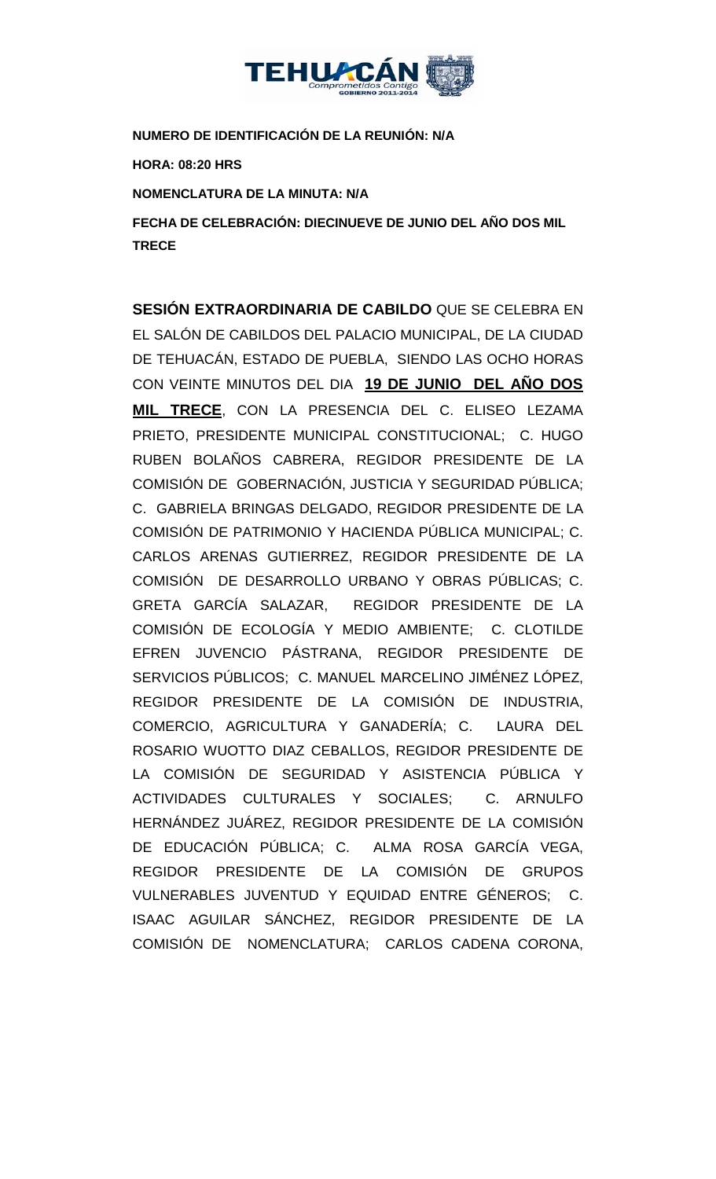**NUMERO DE IDENTIFICACIÓN DE LA REUNIÓN: N/A**

**HORA: 08:20 HRS**

**NOMENCLATURA DE LA MINUTA: N/A**

**FECHA DE CELEBRACIÓN: DIECINUEVE DE JUNIO DEL AÑO DOS MIL TRECE**

**SESIÓN EXTRAORDINARIA DE CABILDO** QUE SE CELEBRA EN EL SALÓN DE CABILDOS DEL PALACIO MUNICIPAL, DE LA CIUDAD DE TEHUACÁN, ESTADO DE PUEBLA, SIENDO LAS OCHO HORAS CON VEINTE MINUTOS DEL DIA **19 DE JUNIO DEL AÑO DOS MIL TRECE**, CON LA PRESENCIA DEL C. ELISEO LEZAMA PRIETO, PRESIDENTE MUNICIPAL CONSTITUCIONAL; C. HUGO RUBEN BOLAÑOS CABRERA, REGIDOR PRESIDENTE DE LA COMISIÓN DE GOBERNACIÓN, JUSTICIA Y SEGURIDAD PÚBLICA; C. GABRIELA BRINGAS DELGADO, REGIDOR PRESIDENTE DE LA COMISIÓN DE PATRIMONIO Y HACIENDA PÚBLICA MUNICIPAL; C. CARLOS ARENAS GUTIERREZ, REGIDOR PRESIDENTE DE LA COMISIÓN DE DESARROLLO URBANO Y OBRAS PÚBLICAS; C. GRETA GARCÍA SALAZAR, REGIDOR PRESIDENTE DE LA COMISIÓN DE ECOLOGÍA Y MEDIO AMBIENTE; C. CLOTILDE EFREN JUVENCIO PÁSTRANA, REGIDOR PRESIDENTE DE SERVICIOS PÚBLICOS; C. MANUEL MARCELINO JIMÉNEZ LÓPEZ, REGIDOR PRESIDENTE DE LA COMISIÓN DE INDUSTRIA, COMERCIO, AGRICULTURA Y GANADERÍA; C. LAURA DEL ROSARIO WUOTTO DIAZ CEBALLOS, REGIDOR PRESIDENTE DE LA COMISIÓN DE SEGURIDAD Y ASISTENCIA PÚBLICA Y ACTIVIDADES CULTURALES Y SOCIALES; C. ARNULFO HERNÁNDEZ JUÁREZ, REGIDOR PRESIDENTE DE LA COMISIÓN DE EDUCACIÓN PÚBLICA; C. ALMA ROSA GARCÍA VEGA, REGIDOR PRESIDENTE DE LA COMISIÓN DE GRUPOS VULNERABLES JUVENTUD Y EQUIDAD ENTRE GÉNEROS; C. ISAAC AGUILAR SÁNCHEZ, REGIDOR PRESIDENTE DE LA COMISIÓN DE NOMENCLATURA; CARLOS CADENA CORONA,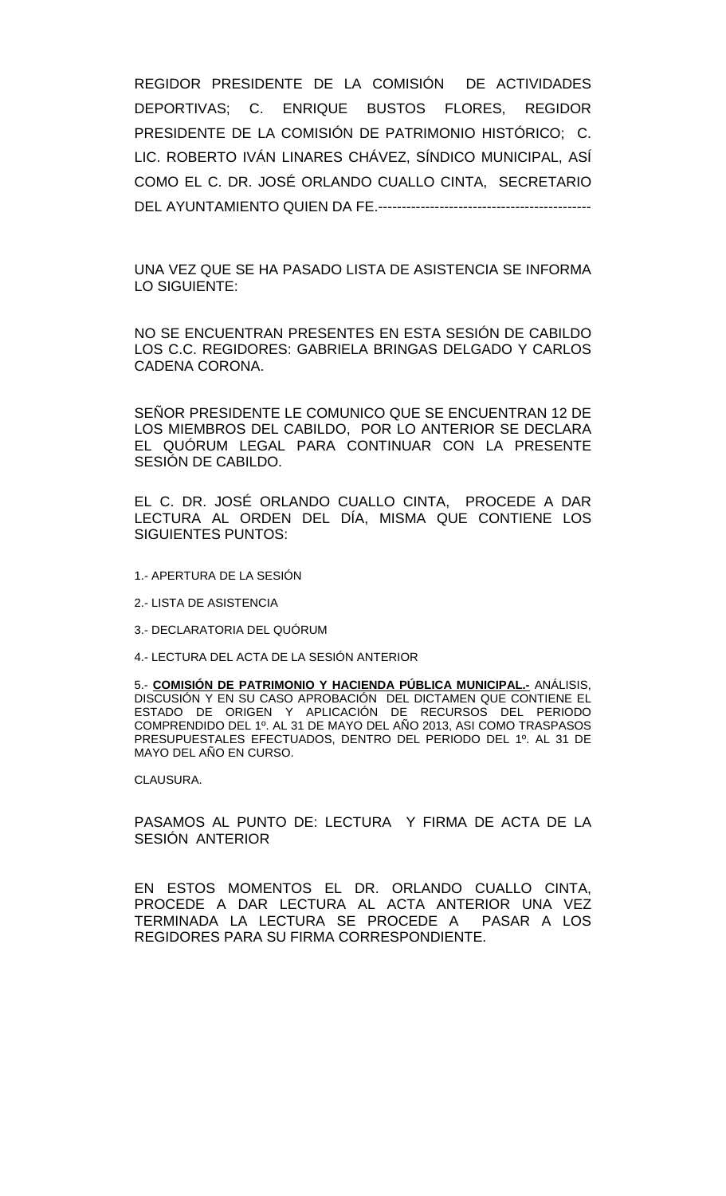REGIDOR PRESIDENTE DE LA COMISIÓN DE ACTIVIDADES DEPORTIVAS; C. ENRIQUE BUSTOS FLORES, REGIDOR PRESIDENTE DE LA COMISIÓN DE PATRIMONIO HISTÓRICO; C. LIC. ROBERTO IVÁN LINARES CHÁVEZ, SÍNDICO MUNICIPAL, ASÍ COMO EL C. DR. JOSÉ ORLANDO CUALLO CINTA, SECRETARIO DEL AYUNTAMIENTO QUIEN DA FE.---------------------------------------------

UNA VEZ QUE SE HA PASADO LISTA DE ASISTENCIA SE INFORMA LO SIGUIENTE:

NO SE ENCUENTRAN PRESENTES EN ESTA SESIÓN DE CABILDO LOS C.C. REGIDORES: GABRIELA BRINGAS DELGADO Y CARLOS CADENA CORONA.

SEÑOR PRESIDENTE LE COMUNICO QUE SE ENCUENTRAN 12 DE LOS MIEMBROS DEL CABILDO, POR LO ANTERIOR SE DECLARA EL QUÓRUM LEGAL PARA CONTINUAR CON LA PRESENTE SESIÓN DE CABILDO.

EL C. DR. JOSÉ ORLANDO CUALLO CINTA, PROCEDE A DAR LECTURA AL ORDEN DEL DÍA, MISMA QUE CONTIENE LOS SIGUIENTES PUNTOS:

1.- APERTURA DE LA SESIÓN

2.- LISTA DE ASISTENCIA

3.- DECLARATORIA DEL QUÓRUM

4.- LECTURA DEL ACTA DE LA SESIÓN ANTERIOR

5.- **COMISIÓN DE PATRIMONIO Y HACIENDA PÚBLICA MUNICIPAL.-** ANÁLISIS, DISCUSIÓN Y EN SU CASO APROBACIÓN DEL DICTAMEN QUE CONTIENE EL ESTADO DE ORIGEN Y APLICACIÓN DE RECURSOS DEL PERIODO COMPRENDIDO DEL 1º. AL 31 DE MAYO DEL AÑO 2013, ASI COMO TRASPASOS PRESUPUESTALES EFECTUADOS, DENTRO DEL PERIODO DEL 1º. AL 31 DE MAYO DEL AÑO EN CURSO.

CLAUSURA.

PASAMOS AL PUNTO DE: LECTURA Y FIRMA DE ACTA DE LA SESIÓN ANTERIOR

EN ESTOS MOMENTOS EL DR. ORLANDO CUALLO CINTA, PROCEDE A DAR LECTURA AL ACTA ANTERIOR UNA VEZ TERMINADA LA LECTURA SE PROCEDE A PASAR A LOS REGIDORES PARA SU FIRMA CORRESPONDIENTE.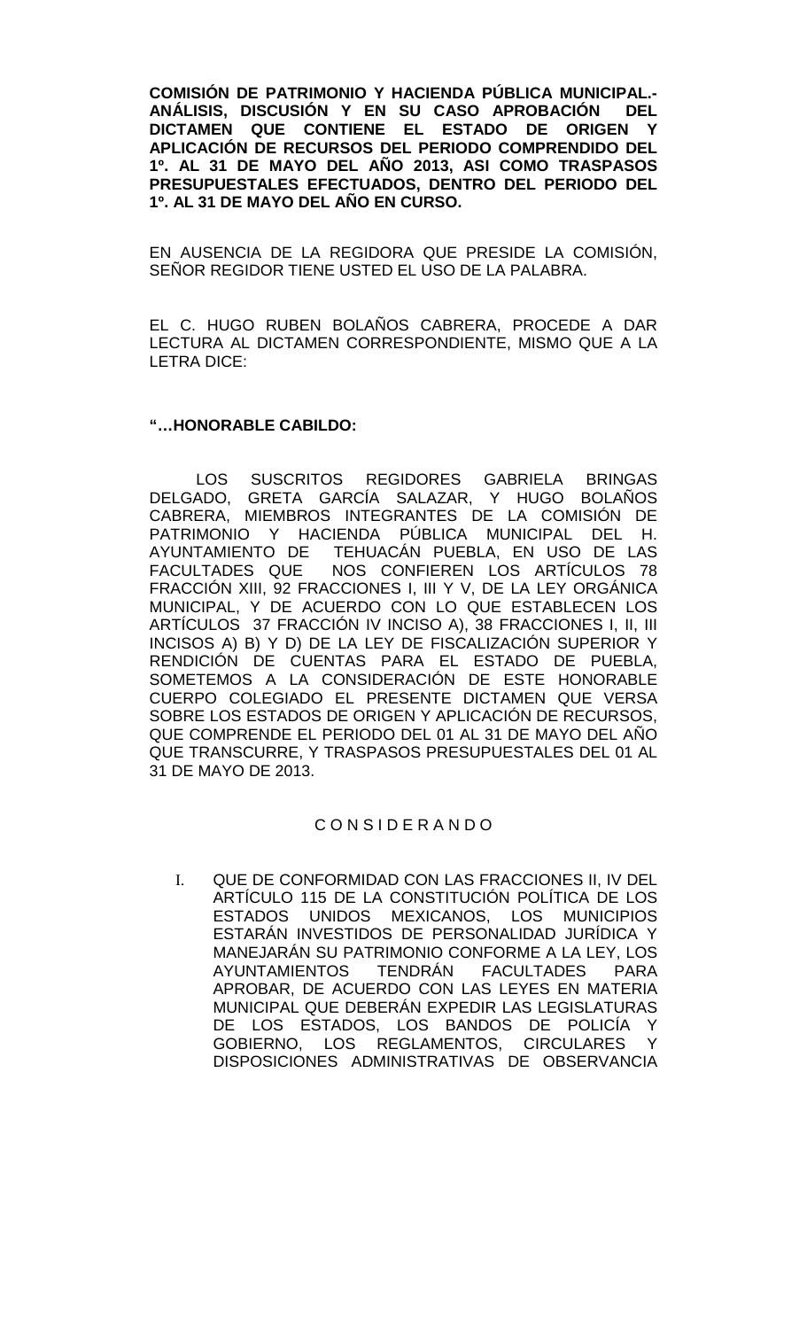**COMISIÓN DE PATRIMONIO Y HACIENDA PÚBLICA MUNICIPAL.- ANÁLISIS, DISCUSIÓN Y EN SU CASO APROBACIÓN DEL DICTAMEN QUE CONTIENE EL ESTADO DE ORIGEN Y APLICACIÓN DE RECURSOS DEL PERIODO COMPRENDIDO DEL 1º. AL 31 DE MAYO DEL AÑO 2013, ASI COMO TRASPASOS PRESUPUESTALES EFECTUADOS, DENTRO DEL PERIODO DEL 1º. AL 31 DE MAYO DEL AÑO EN CURSO.**

EN AUSENCIA DE LA REGIDORA QUE PRESIDE LA COMISIÓN, SEÑOR REGIDOR TIENE USTED EL USO DE LA PALABRA.

EL C. HUGO RUBEN BOLAÑOS CABRERA, PROCEDE A DAR LECTURA AL DICTAMEN CORRESPONDIENTE, MISMO QUE A LA LETRA DICE:

**"…HONORABLE CABILDO:**

LOS SUSCRITOS REGIDORES GABRIELA BRINGAS DELGADO, GRETA GARCÍA SALAZAR, Y HUGO BOLAÑOS CABRERA, MIEMBROS INTEGRANTES DE LA COMISIÓN DE PATRIMONIO Y HACIENDA PÚBLICA MUNICIPAL DEL H. AYUNTAMIENTO DE TEHUACÁN PUEBLA, EN USO DE LAS FACULTADES QUE NOS CONFIEREN LOS ARTÍCULOS 78 FRACCIÓN XIII, 92 FRACCIONES I, III Y V, DE LA LEY ORGÁNICA MUNICIPAL, Y DE ACUERDO CON LO QUE ESTABLECEN LOS ARTÍCULOS 37 FRACCIÓN IV INCISO A), 38 FRACCIONES I, II, III INCISOS A) B) Y D) DE LA LEY DE FISCALIZACIÓN SUPERIOR Y RENDICIÓN DE CUENTAS PARA EL ESTADO DE PUEBLA, SOMETEMOS A LA CONSIDERACIÓN DE ESTE HONORABLE CUERPO COLEGIADO EL PRESENTE DICTAMEN QUE VERSA SOBRE LOS ESTADOS DE ORIGEN Y APLICACIÓN DE RECURSOS, QUE COMPRENDE EL PERIODO DEL 01 AL 31 DE MAYO DEL AÑO QUE TRANSCURRE, Y TRASPASOS PRESUPUESTALES DEL 01 AL 31 DE MAYO DE 2013.

C O N S I D E R A N D O

I. QUE DE CONFORMIDAD CON LAS FRACCIONES II, IV DEL ARTÍCULO 115 DE LA CONSTITUCIÓN POLÍTICA DE LOS ESTADOS UNIDOS MEXICANOS, LOS MUNICIPIOS ESTARÁN INVESTIDOS DE PERSONALIDAD JURÍDICA Y MANEJARÁN SU PATRIMONIO CONFORME A LA LEY, LOS AYUNTAMIENTOS TENDRÁN FACULTADES PARA APROBAR, DE ACUERDO CON LAS LEYES EN MATERIA MUNICIPAL QUE DEBERÁN EXPEDIR LAS LEGISLATURAS DE LOS ESTADOS, LOS BANDOS DE POLICÍA Y GOBIERNO, LOS REGLAMENTOS, CIRCULARES Y DISPOSICIONES ADMINISTRATIVAS DE OBSERVANCIA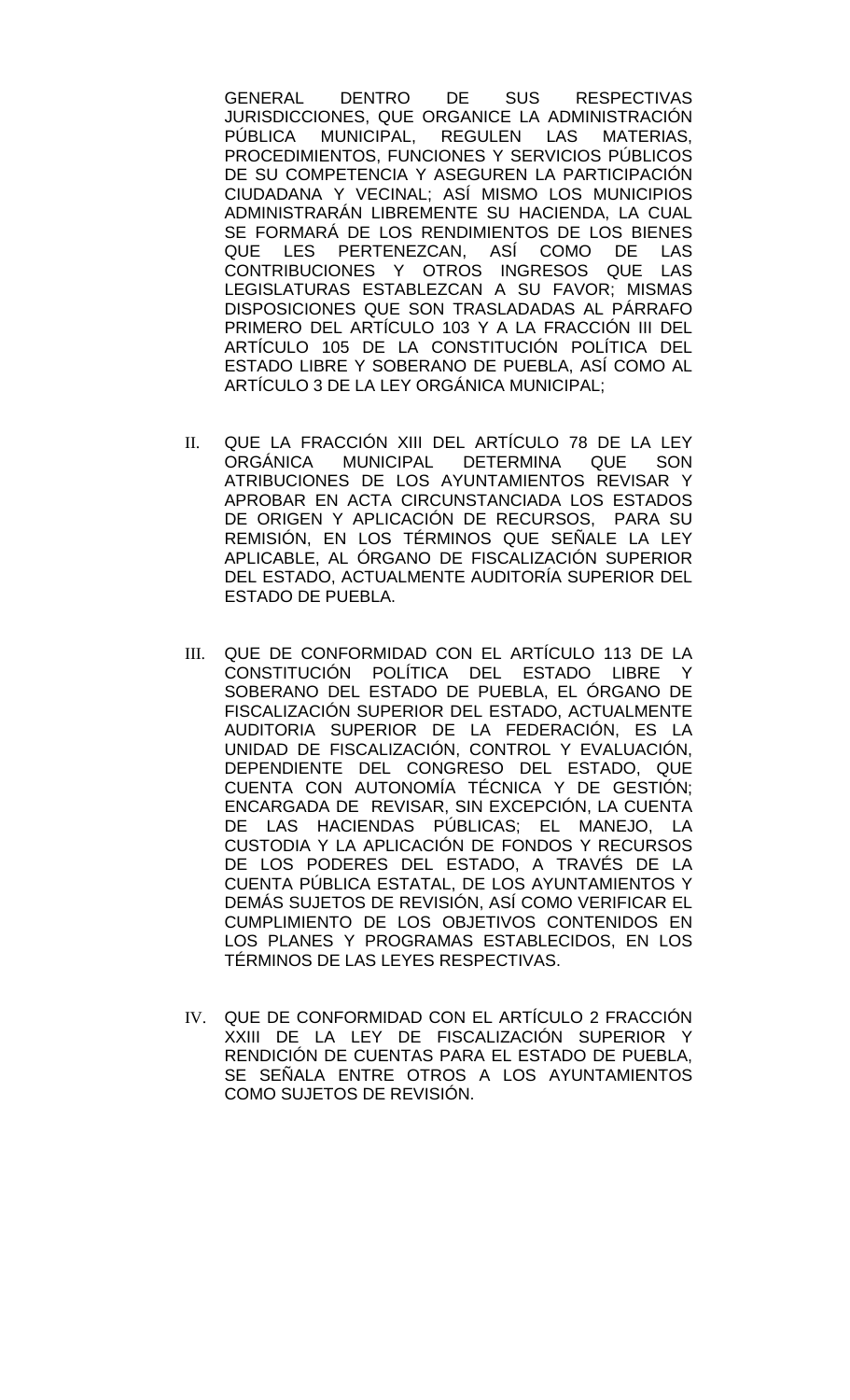GENERAL DENTRO DE SUS RESPECTIVAS JURISDICCIONES, QUE ORGANICE LA ADMINISTRACIÓN PÚBLICA MUNICIPAL, REGULEN LAS MATERIAS, PROCEDIMIENTOS, FUNCIONES Y SERVICIOS PÚBLICOS DE SU COMPETENCIA Y ASEGUREN LA PARTICIPACIÓN CIUDADANA Y VECINAL; ASÍ MISMO LOS MUNICIPIOS ADMINISTRARÁN LIBREMENTE SU HACIENDA, LA CUAL SE FORMARÁ DE LOS RENDIMIENTOS DE LOS BIENES QUE LES PERTENEZCAN, ASÍ COMO DE LAS CONTRIBUCIONES Y OTROS INGRESOS QUE LAS LEGISLATURAS ESTABLEZCAN A SU FAVOR; MISMAS DISPOSICIONES QUE SON TRASLADADAS AL PÁRRAFO PRIMERO DEL ARTÍCULO 103 Y A LA FRACCIÓN III DEL ARTÍCULO 105 DE LA CONSTITUCIÓN POLÍTICA DEL ESTADO LIBRE Y SOBERANO DE PUEBLA, ASÍ COMO AL ARTÍCULO 3 DE LA LEY ORGÁNICA MUNICIPAL;

II. QUE LA FRACCIÓN XIII DEL ARTÍCULO 78 DE LA LEY ORGÁNICA MUNICIPAL DETERMINA QUE SON ATRIBUCIONES DE LOS AYUNTAMIENTOS REVISAR Y APROBAR EN ACTA CIRCUNSTANCIADA LOS ESTADOS DE ORIGEN Y APLICACIÓN DE RECURSOS, PARA SU REMISIÓN, EN LOS TÉRMINOS QUE SEÑALE LA LEY APLICABLE, AL ÓRGANO DE FISCALIZACIÓN SUPERIOR DEL ESTADO, ACTUALMENTE AUDITORÍA SUPERIOR DEL ESTADO DE PUEBLA.

III. QUE DE CONFORMIDAD CON EL ARTÍCULO 113 DE LA CONSTITUCIÓN POLÍTICA DEL ESTADO LIBRE Y SOBERANO DEL ESTADO DE PUEBLA, EL ÓRGANO DE FISCALIZACIÓN SUPERIOR DEL ESTADO, ACTUALMENTE AUDITORIA SUPERIOR DE LA FEDERACIÓN, ES LA UNIDAD DE FISCALIZACIÓN, CONTROL Y EVALUACIÓN, DEPENDIENTE DEL CONGRESO DEL ESTADO, QUE CUENTA CON AUTONOMÍA TÉCNICA Y DE GESTIÓN; ENCARGADA DE REVISAR, SIN EXCEPCIÓN, LA CUENTA DE LAS HACIENDAS PÚBLICAS; EL MANEJO, LA CUSTODIA Y LA APLICACIÓN DE FONDOS Y RECURSOS DE LOS PODERES DEL ESTADO, A TRAVÉS DE LA CUENTA PÚBLICA ESTATAL, DE LOS AYUNTAMIENTOS Y DEMÁS SUJETOS DE REVISIÓN, ASÍ COMO VERIFICAR EL CUMPLIMIENTO DE LOS OBJETIVOS CONTENIDOS EN LOS PLANES Y PROGRAMAS ESTABLECIDOS, EN LOS TÉRMINOS DE LAS LEYES RESPECTIVAS.

IV. QUE DE CONFORMIDAD CON EL ARTÍCULO 2 FRACCIÓN XXIII DE LA LEY DE FISCALIZACIÓN SUPERIOR Y RENDICIÓN DE CUENTAS PARA EL ESTADO DE PUEBLA, SE SEÑALA ENTRE OTROS A LOS AYUNTAMIENTOS COMO SUJETOS DE REVISIÓN.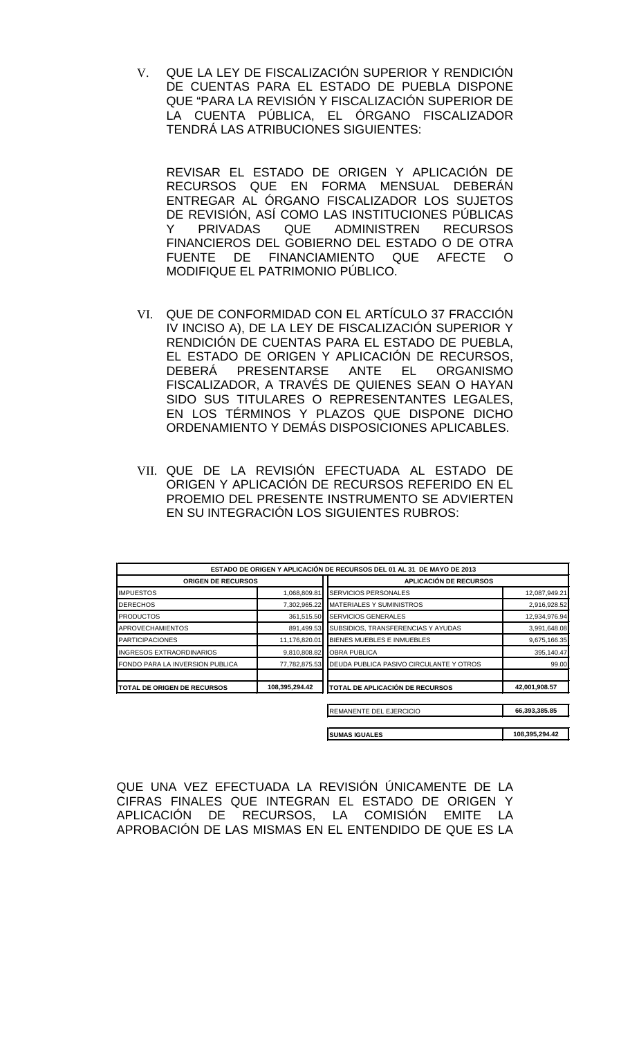V. QUE LA LEY DE FISCALIZACIÓN SUPERIOR Y RENDICIÓN DE CUENTAS PARA EL ESTADO DE PUEBLA DISPONE QUE "PARA LA REVISIÓN Y FISCALIZACIÓN SUPERIOR DE LA CUENTA PÚBLICA, EL ÓRGANO FISCALIZADOR TENDRÁ LAS ATRIBUCIONES SIGUIENTES:

REVISAR EL ESTADO DE ORIGEN Y APLICACIÓN DE RECURSOS QUE EN FORMA MENSUAL DEBERÁN ENTREGAR AL ÓRGANO FISCALIZADOR LOS SUJETOS DE REVISIÓN, ASÍ COMO LAS INSTITUCIONES PÚBLICAS Y PRIVADAS QUE ADMINISTREN RECURSOS FINANCIEROS DEL GOBIERNO DEL ESTADO O DE OTRA FUENTE DE FINANCIAMIENTO QUE AFECTE O MODIFIQUE EL PATRIMONIO PÚBLICO.

VI. QUE DE CONFORMIDAD CON EL ARTÍCULO 37 FRACCIÓN IV INCISO A), DE LA LEY DE FISCALIZACIÓN SUPERIOR Y RENDICIÓN DE CUENTAS PARA EL ESTADO DE PUEBLA, EL ESTADO DE ORIGEN Y APLICACIÓN DE RECURSOS, DEBERÁ PRESENTARSE ANTE EL ORGANISMO FISCALIZADOR, A TRAVÉS DE QUIENES SEAN O HAYAN SIDO SUS TITULARES O REPRESENTANTES LEGALES, EN LOS TÉRMINOS Y PLAZOS QUE DISPONE DICHO ORDENAMIENTO Y DEMÁS DISPOSICIONES APLICABLES.

VII. QUE DE LA REVISIÓN EFECTUADA AL ESTADO DE ORIGEN Y APLICACIÓN DE RECURSOS REFERIDO EN EL PROEMIO DEL PRESENTE INSTRUMENTO SE ADVIERTEN EN SU INTEGRACIÓN LOS SIGUIENTES RUBROS:

| ESTADO DE ORIGEN Y APLICACIÓN DE RECURSOS DEL 01 AL 31 DE MAYO DE 2013 | | | |
|---|---|---|---|
| **ORIGEN DE RECURSOS** | | **APLICACIÓN DE RECURSOS** | |
| IMPUESTOS | 1,068,809.81 | SERVICIOS PERSONALES | 12,087,949.21 |
| DERECHOS | 7,302,965.22 | MATERIALES Y SUMINISTROS | 2,916,928.52 |
| PRODUCTOS | 361,515.50 | SERVICIOS GENERALES | 12,934,976.94 |
| APROVECHAMIENTOS | 891,499.53 | SUBSIDIOS, TRANSFERENCIAS Y AYUDAS | 3,991,648.08 |
| PARTICIPACIONES | 11,176,820.01 | BIENES MUEBLES E INMUEBLES | 9,675,166.35 |
| INGRESOS EXTRAORDINARIOS | 9,810,808.82 | OBRA PUBLICA | 395,140.47 |
| FONDO PARA LA INVERSION PUBLICA | 77,782,875.53 | DEUDA PUBLICA PASIVO CIRCULANTE Y OTROS | 99.00 |
| **TOTAL DE ORIGEN DE RECURSOS** | **108,395,294.42** | **TOTAL DE APLICACIÓN DE RECURSOS** | **42,001,908.57** |
| | | REMANENTE DEL EJERCICIO | **66,393,385.85** |
| | | **SUMAS IGUALES** | **108,395,294.42** |

QUE UNA VEZ EFECTUADA LA REVISIÓN ÚNICAMENTE DE LA CIFRAS FINALES QUE INTEGRAN EL ESTADO DE ORIGEN Y APLICACIÓN DE RECURSOS, LA COMISIÓN EMITE LA APROBACIÓN DE LAS MISMAS EN EL ENTENDIDO DE QUE ES LA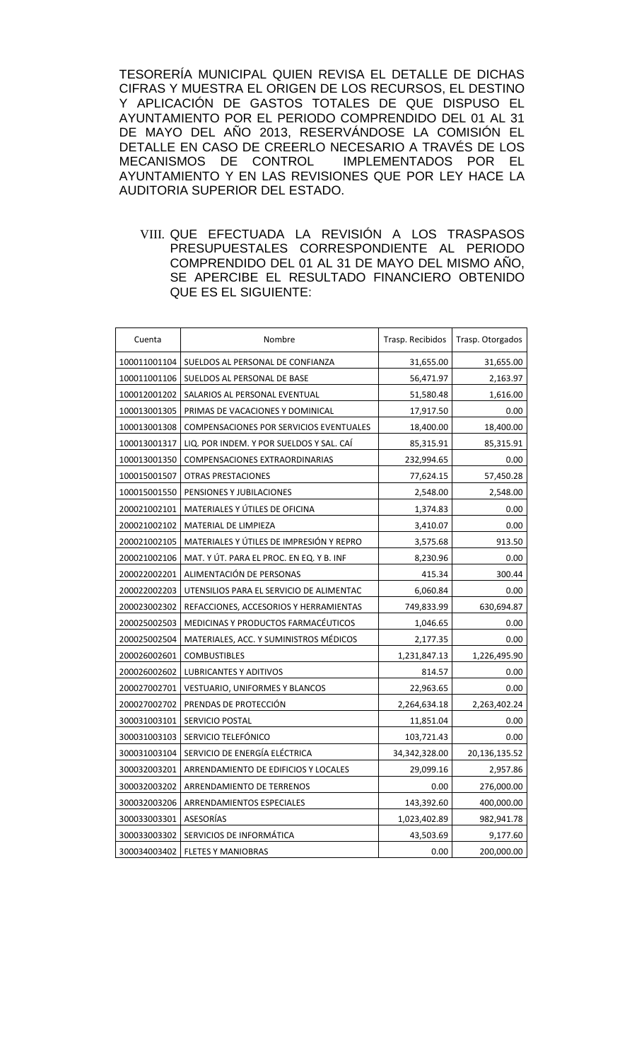TESORERÍA MUNICIPAL QUIEN REVISA EL DETALLE DE DICHAS CIFRAS Y MUESTRA EL ORIGEN DE LOS RECURSOS, EL DESTINO Y APLICACIÓN DE GASTOS TOTALES DE QUE DISPUSO EL AYUNTAMIENTO POR EL PERIODO COMPRENDIDO DEL 01 AL 31 DE MAYO DEL AÑO 2013, RESERVÁNDOSE LA COMISIÓN EL DETALLE EN CASO DE CREERLO NECESARIO A TRAVÉS DE LOS MECANISMOS DE CONTROL IMPLEMENTADOS POR EL AYUNTAMIENTO Y EN LAS REVISIONES QUE POR LEY HACE LA AUDITORIA SUPERIOR DEL ESTADO.

VIII. QUE EFECTUADA LA REVISIÓN A LOS TRASPASOS PRESUPUESTALES CORRESPONDIENTE AL PERIODO COMPRENDIDO DEL 01 AL 31 DE MAYO DEL MISMO AÑO, SE APERCIBE EL RESULTADO FINANCIERO OBTENIDO QUE ES EL SIGUIENTE:

| Cuenta | Nombre | Trasp. Recibidos | Trasp. Otorgados |
|---|---|---|---|
| 100011001104 | SUELDOS AL PERSONAL DE CONFIANZA | 31,655.00 | 31,655.00 |
| 100011001106 | SUELDOS AL PERSONAL DE BASE | 56,471.97 | 2,163.97 |
| 100012001202 | SALARIOS AL PERSONAL EVENTUAL | 51,580.48 | 1,616.00 |
| 100013001305 | PRIMAS DE VACACIONES Y DOMINICAL | 17,917.50 | 0.00 |
| 100013001308 | COMPENSACIONES POR SERVICIOS EVENTUALES | 18,400.00 | 18,400.00 |
| 100013001317 | LIQ. POR INDEM. Y POR SUELDOS Y SAL. CAÍ | 85,315.91 | 85,315.91 |
| 100013001350 | COMPENSACIONES EXTRAORDINARIAS | 232,994.65 | 0.00 |
| 100015001507 | OTRAS PRESTACIONES | 77,624.15 | 57,450.28 |
| 100015001550 | PENSIONES Y JUBILACIONES | 2,548.00 | 2,548.00 |
| 200021002101 | MATERIALES Y ÚTILES DE OFICINA | 1,374.83 | 0.00 |
| 200021002102 | MATERIAL DE LIMPIEZA | 3,410.07 | 0.00 |
| 200021002105 | MATERIALES Y ÚTILES DE IMPRESIÓN Y REPRO | 3,575.68 | 913.50 |
| 200021002106 | MAT. Y ÚT. PARA EL PROC. EN EQ. Y B. INF | 8,230.96 | 0.00 |
| 200022002201 | ALIMENTACIÓN DE PERSONAS | 415.34 | 300.44 |
| 200022002203 | UTENSILIOS PARA EL SERVICIO DE ALIMENTAC | 6,060.84 | 0.00 |
| 200023002302 | REFACCIONES, ACCESORIOS Y HERRAMIENTAS | 749,833.99 | 630,694.87 |
| 200025002503 | MEDICINAS Y PRODUCTOS FARMACÉUTICOS | 1,046.65 | 0.00 |
| 200025002504 | MATERIALES, ACC. Y SUMINISTROS MÉDICOS | 2,177.35 | 0.00 |
| 200026002601 | COMBUSTIBLES | 1,231,847.13 | 1,226,495.90 |
| 200026002602 | LUBRICANTES Y ADITIVOS | 814.57 | 0.00 |
| 200027002701 | VESTUARIO, UNIFORMES Y BLANCOS | 22,963.65 | 0.00 |
| 200027002702 | PRENDAS DE PROTECCIÓN | 2,264,634.18 | 2,263,402.24 |
| 300031003101 | SERVICIO POSTAL | 11,851.04 | 0.00 |
| 300031003103 | SERVICIO TELEFÓNICO | 103,721.43 | 0.00 |
| 300031003104 | SERVICIO DE ENERGÍA ELÉCTRICA | 34,342,328.00 | 20,136,135.52 |
| 300032003201 | ARRENDAMIENTO DE EDIFICIOS Y LOCALES | 29,099.16 | 2,957.86 |
| 300032003202 | ARRENDAMIENTO DE TERRENOS | 0.00 | 276,000.00 |
| 300032003206 | ARRENDAMIENTOS ESPECIALES | 143,392.60 | 400,000.00 |
| 300033003301 | ASESORÍAS | 1,023,402.89 | 982,941.78 |
| 300033003302 | SERVICIOS DE INFORMÁTICA | 43,503.69 | 9,177.60 |
| 300034003402 | FLETES Y MANIOBRAS | 0.00 | 200,000.00 |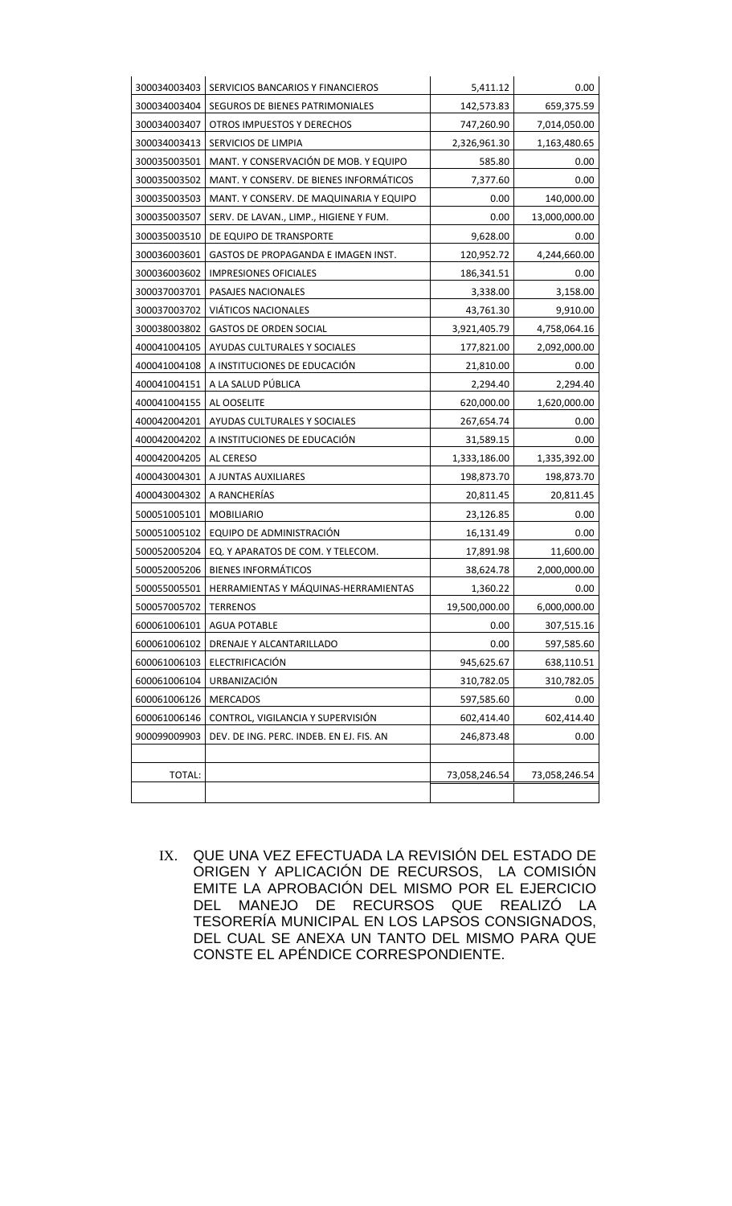| | | | |
|---|---|---|---|
| 300034003403 | SERVICIOS BANCARIOS Y FINANCIEROS | 5,411.12 | 0.00 |
| 300034003404 | SEGUROS DE BIENES PATRIMONIALES | 142,573.83 | 659,375.59 |
| 300034003407 | OTROS IMPUESTOS Y DERECHOS | 747,260.90 | 7,014,050.00 |
| 300034003413 | SERVICIOS DE LIMPIA | 2,326,961.30 | 1,163,480.65 |
| 300035003501 | MANT. Y CONSERVACIÓN DE MOB. Y EQUIPO | 585.80 | 0.00 |
| 300035003502 | MANT. Y CONSERV. DE BIENES INFORMÁTICOS | 7,377.60 | 0.00 |
| 300035003503 | MANT. Y CONSERV. DE MAQUINARIA Y EQUIPO | 0.00 | 140,000.00 |
| 300035003507 | SERV. DE LAVAN., LIMP., HIGIENE Y FUM. | 0.00 | 13,000,000.00 |
| 300035003510 | DE EQUIPO DE TRANSPORTE | 9,628.00 | 0.00 |
| 300036003601 | GASTOS DE PROPAGANDA E IMAGEN INST. | 120,952.72 | 4,244,660.00 |
| 300036003602 | IMPRESIONES OFICIALES | 186,341.51 | 0.00 |
| 300037003701 | PASAJES NACIONALES | 3,338.00 | 3,158.00 |
| 300037003702 | VIÁTICOS NACIONALES | 43,761.30 | 9,910.00 |
| 300038003802 | GASTOS DE ORDEN SOCIAL | 3,921,405.79 | 4,758,064.16 |
| 400041004105 | AYUDAS CULTURALES Y SOCIALES | 177,821.00 | 2,092,000.00 |
| 400041004108 | A INSTITUCIONES DE EDUCACIÓN | 21,810.00 | 0.00 |
| 400041004151 | A LA SALUD PÚBLICA | 2,294.40 | 2,294.40 |
| 400041004155 | AL OOSELITE | 620,000.00 | 1,620,000.00 |
| 400042004201 | AYUDAS CULTURALES Y SOCIALES | 267,654.74 | 0.00 |
| 400042004202 | A INSTITUCIONES DE EDUCACIÓN | 31,589.15 | 0.00 |
| 400042004205 | AL CERESO | 1,333,186.00 | 1,335,392.00 |
| 400043004301 | A JUNTAS AUXILIARES | 198,873.70 | 198,873.70 |
| 400043004302 | A RANCHERÍAS | 20,811.45 | 20,811.45 |
| 500051005101 | MOBILIARIO | 23,126.85 | 0.00 |
| 500051005102 | EQUIPO DE ADMINISTRACIÓN | 16,131.49 | 0.00 |
| 500052005204 | EQ. Y APARATOS DE COM. Y TELECOM. | 17,891.98 | 11,600.00 |
| 500052005206 | BIENES INFORMÁTICOS | 38,624.78 | 2,000,000.00 |
| 500055005501 | HERRAMIENTAS Y MÁQUINAS-HERRAMIENTAS | 1,360.22 | 0.00 |
| 500057005702 | TERRENOS | 19,500,000.00 | 6,000,000.00 |
| 600061006101 | AGUA POTABLE | 0.00 | 307,515.16 |
| 600061006102 | DRENAJE Y ALCANTARILLADO | 0.00 | 597,585.60 |
| 600061006103 | ELECTRIFICACIÓN | 945,625.67 | 638,110.51 |
| 600061006104 | URBANIZACIÓN | 310,782.05 | 310,782.05 |
| 600061006126 | MERCADOS | 597,585.60 | 0.00 |
| 600061006146 | CONTROL, VIGILANCIA Y SUPERVISIÓN | 602,414.40 | 602,414.40 |
| 900099009903 | DEV. DE ING. PERC. INDEB. EN EJ. FIS. AN | 246,873.48 | 0.00 |
| | | | |
| TOTAL: | | 73,058,246.54 | 73,058,246.54 |

IX. QUE UNA VEZ EFECTUADA LA REVISIÓN DEL ESTADO DE ORIGEN Y APLICACIÓN DE RECURSOS, LA COMISIÓN EMITE LA APROBACIÓN DEL MISMO POR EL EJERCICIO DEL MANEJO DE RECURSOS QUE REALIZÓ LA TESORERÍA MUNICIPAL EN LOS LAPSOS CONSIGNADOS, DEL CUAL SE ANEXA UN TANTO DEL MISMO PARA QUE CONSTE EL APÉNDICE CORRESPONDIENTE.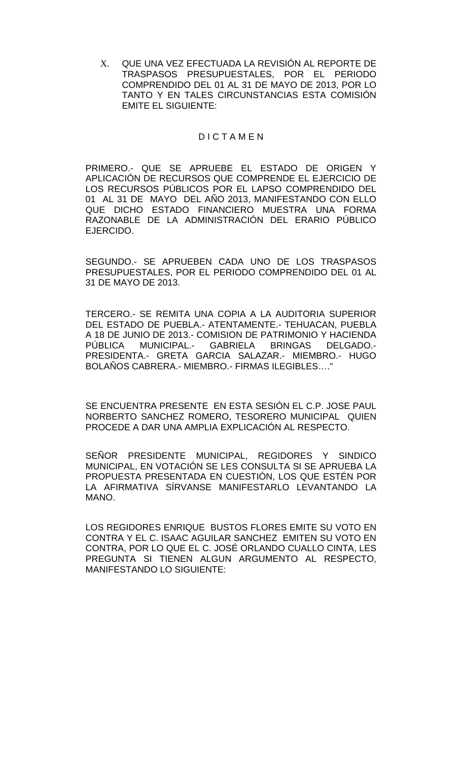X. QUE UNA VEZ EFECTUADA LA REVISIÓN AL REPORTE DE TRASPASOS PRESUPUESTALES, POR EL PERIODO COMPRENDIDO DEL 01 AL 31 DE MAYO DE 2013, POR LO TANTO Y EN TALES CIRCUNSTANCIAS ESTA COMISIÓN EMITE EL SIGUIENTE:

D I C T A M E N

PRIMERO.- QUE SE APRUEBE EL ESTADO DE ORIGEN Y APLICACIÓN DE RECURSOS QUE COMPRENDE EL EJERCICIO DE LOS RECURSOS PÚBLICOS POR EL LAPSO COMPRENDIDO DEL 01 AL 31 DE MAYO DEL AÑO 2013, MANIFESTANDO CON ELLO QUE DICHO ESTADO FINANCIERO MUESTRA UNA FORMA RAZONABLE DE LA ADMINISTRACIÓN DEL ERARIO PÚBLICO EJERCIDO.

SEGUNDO.- SE APRUEBEN CADA UNO DE LOS TRASPASOS PRESUPUESTALES, POR EL PERIODO COMPRENDIDO DEL 01 AL 31 DE MAYO DE 2013.

TERCERO.- SE REMITA UNA COPIA A LA AUDITORIA SUPERIOR DEL ESTADO DE PUEBLA.- ATENTAMENTE.- TEHUACAN, PUEBLA A 18 DE JUNIO DE 2013.- COMISION DE PATRIMONIO Y HACIENDA PÚBLICA MUNICIPAL.- GABRIELA BRINGAS DELGADO.- PRESIDENTA.- GRETA GARCIA SALAZAR.- MIEMBRO.- HUGO BOLAÑOS CABRERA.- MIEMBRO.- FIRMAS ILEGIBLES…."

SE ENCUENTRA PRESENTE EN ESTA SESIÓN EL C.P. JOSE PAUL NORBERTO SANCHEZ ROMERO, TESORERO MUNICIPAL QUIEN PROCEDE A DAR UNA AMPLIA EXPLICACIÓN AL RESPECTO.

SEÑOR PRESIDENTE MUNICIPAL, REGIDORES Y SINDICO MUNICIPAL, EN VOTACIÓN SE LES CONSULTA SI SE APRUEBA LA PROPUESTA PRESENTADA EN CUESTIÓN, LOS QUE ESTÉN POR LA AFIRMATIVA SÍRVANSE MANIFESTARLO LEVANTANDO LA MANO.

LOS REGIDORES ENRIQUE BUSTOS FLORES EMITE SU VOTO EN CONTRA Y EL C. ISAAC AGUILAR SANCHEZ EMITEN SU VOTO EN CONTRA, POR LO QUE EL C. JOSÉ ORLANDO CUALLO CINTA, LES PREGUNTA SI TIENEN ALGUN ARGUMENTO AL RESPECTO, MANIFESTANDO LO SIGUIENTE: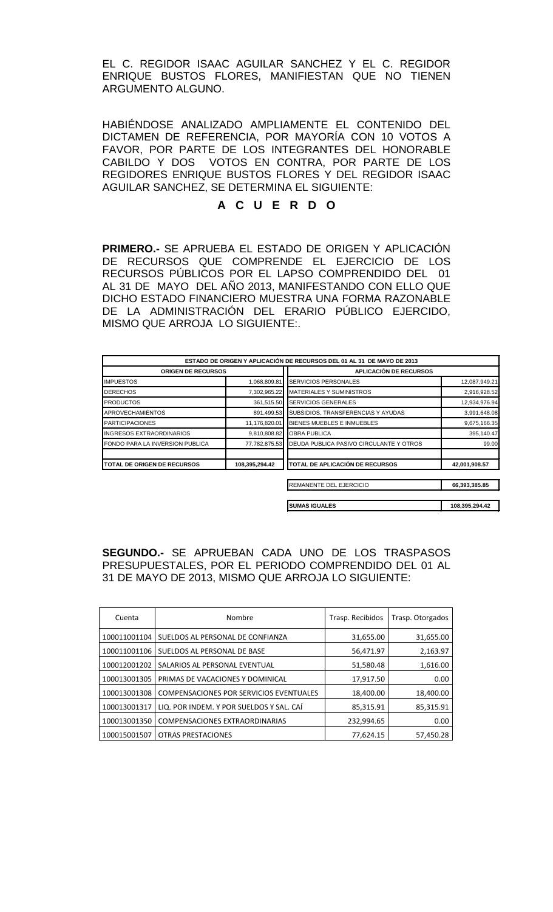EL C. REGIDOR ISAAC AGUILAR SANCHEZ Y EL C. REGIDOR ENRIQUE BUSTOS FLORES, MANIFIESTAN QUE NO TIENEN ARGUMENTO ALGUNO.

HABIÉNDOSE ANALIZADO AMPLIAMENTE EL CONTENIDO DEL DICTAMEN DE REFERENCIA, POR MAYORÍA CON 10 VOTOS A FAVOR, POR PARTE DE LOS INTEGRANTES DEL HONORABLE CABILDO Y DOS VOTOS EN CONTRA, POR PARTE DE LOS REGIDORES ENRIQUE BUSTOS FLORES Y DEL REGIDOR ISAAC AGUILAR SANCHEZ, SE DETERMINA EL SIGUIENTE:

## A C U E R D O

**PRIMERO.-** SE APRUEBA EL ESTADO DE ORIGEN Y APLICACIÓN DE RECURSOS QUE COMPRENDE EL EJERCICIO DE LOS RECURSOS PÚBLICOS POR EL LAPSO COMPRENDIDO DEL 01 AL 31 DE MAYO DEL AÑO 2013, MANIFESTANDO CON ELLO QUE DICHO ESTADO FINANCIERO MUESTRA UNA FORMA RAZONABLE DE LA ADMINISTRACIÓN DEL ERARIO PÚBLICO EJERCIDO, MISMO QUE ARROJA LO SIGUIENTE:.

| ESTADO DE ORIGEN Y APLICACIÓN DE RECURSOS DEL 01 AL 31 DE MAYO DE 2013 | | | |
|---|---|---|---|
| **ORIGEN DE RECURSOS** | | **APLICACIÓN DE RECURSOS** | |
| IMPUESTOS | 1,068,809.81 | SERVICIOS PERSONALES | 12,087,949.21 |
| DERECHOS | 7,302,965.22 | MATERIALES Y SUMINISTROS | 2,916,928.52 |
| PRODUCTOS | 361,515.50 | SERVICIOS GENERALES | 12,934,976.94 |
| APROVECHAMIENTOS | 891,499.53 | SUBSIDIOS, TRANSFERENCIAS Y AYUDAS | 3,991,648.08 |
| PARTICIPACIONES | 11,176,820.01 | BIENES MUEBLES E INMUEBLES | 9,675,166.35 |
| INGRESOS EXTRAORDINARIOS | 9,810,808.82 | OBRA PUBLICA | 395,140.47 |
| FONDO PARA LA INVERSION PUBLICA | 77,782,875.53 | DEUDA PUBLICA PASIVO CIRCULANTE Y OTROS | 99.00 |
| **TOTAL DE ORIGEN DE RECURSOS** | **108,395,294.42** | **TOTAL DE APLICACIÓN DE RECURSOS** | **42,001,908.57** |
| | | REMANENTE DEL EJERCICIO | **66,393,385.85** |
| | | **SUMAS IGUALES** | **108,395,294.42** |

**SEGUNDO.-** SE APRUEBAN CADA UNO DE LOS TRASPASOS PRESUPUESTALES, POR EL PERIODO COMPRENDIDO DEL 01 AL 31 DE MAYO DE 2013, MISMO QUE ARROJA LO SIGUIENTE:

| Cuenta | Nombre | Trasp. Recibidos | Trasp. Otorgados |
|---|---|---|---|
| 100011001104 | SUELDOS AL PERSONAL DE CONFIANZA | 31,655.00 | 31,655.00 |
| 100011001106 | SUELDOS AL PERSONAL DE BASE | 56,471.97 | 2,163.97 |
| 100012001202 | SALARIOS AL PERSONAL EVENTUAL | 51,580.48 | 1,616.00 |
| 100013001305 | PRIMAS DE VACACIONES Y DOMINICAL | 17,917.50 | 0.00 |
| 100013001308 | COMPENSACIONES POR SERVICIOS EVENTUALES | 18,400.00 | 18,400.00 |
| 100013001317 | LIQ. POR INDEM. Y POR SUELDOS Y SAL. CAÍ | 85,315.91 | 85,315.91 |
| 100013001350 | COMPENSACIONES EXTRAORDINARIAS | 232,994.65 | 0.00 |
| 100015001507 | OTRAS PRESTACIONES | 77,624.15 | 57,450.28 |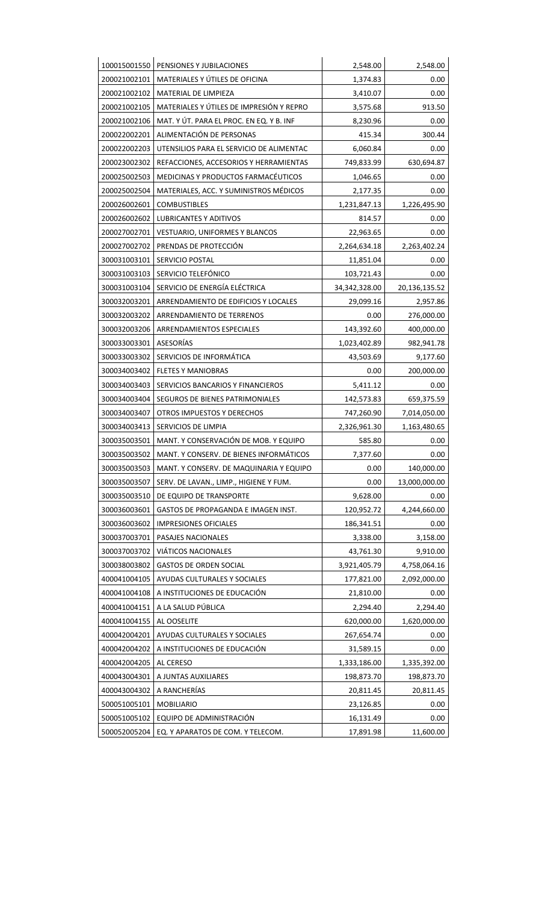| | | | |
|---|---|---|---|
| 100015001550 | PENSIONES Y JUBILACIONES | 2,548.00 | 2,548.00 |
| 200021002101 | MATERIALES Y ÚTILES DE OFICINA | 1,374.83 | 0.00 |
| 200021002102 | MATERIAL DE LIMPIEZA | 3,410.07 | 0.00 |
| 200021002105 | MATERIALES Y ÚTILES DE IMPRESIÓN Y REPRO | 3,575.68 | 913.50 |
| 200021002106 | MAT. Y ÚT. PARA EL PROC. EN EQ. Y B. INF | 8,230.96 | 0.00 |
| 200022002201 | ALIMENTACIÓN DE PERSONAS | 415.34 | 300.44 |
| 200022002203 | UTENSILIOS PARA EL SERVICIO DE ALIMENTAC | 6,060.84 | 0.00 |
| 200023002302 | REFACCIONES, ACCESORIOS Y HERRAMIENTAS | 749,833.99 | 630,694.87 |
| 200025002503 | MEDICINAS Y PRODUCTOS FARMACÉUTICOS | 1,046.65 | 0.00 |
| 200025002504 | MATERIALES, ACC. Y SUMINISTROS MÉDICOS | 2,177.35 | 0.00 |
| 200026002601 | COMBUSTIBLES | 1,231,847.13 | 1,226,495.90 |
| 200026002602 | LUBRICANTES Y ADITIVOS | 814.57 | 0.00 |
| 200027002701 | VESTUARIO, UNIFORMES Y BLANCOS | 22,963.65 | 0.00 |
| 200027002702 | PRENDAS DE PROTECCIÓN | 2,264,634.18 | 2,263,402.24 |
| 300031003101 | SERVICIO POSTAL | 11,851.04 | 0.00 |
| 300031003103 | SERVICIO TELEFÓNICO | 103,721.43 | 0.00 |
| 300031003104 | SERVICIO DE ENERGÍA ELÉCTRICA | 34,342,328.00 | 20,136,135.52 |
| 300032003201 | ARRENDAMIENTO DE EDIFICIOS Y LOCALES | 29,099.16 | 2,957.86 |
| 300032003202 | ARRENDAMIENTO DE TERRENOS | 0.00 | 276,000.00 |
| 300032003206 | ARRENDAMIENTOS ESPECIALES | 143,392.60 | 400,000.00 |
| 300033003301 | ASESORÍAS | 1,023,402.89 | 982,941.78 |
| 300033003302 | SERVICIOS DE INFORMÁTICA | 43,503.69 | 9,177.60 |
| 300034003402 | FLETES Y MANIOBRAS | 0.00 | 200,000.00 |
| 300034003403 | SERVICIOS BANCARIOS Y FINANCIEROS | 5,411.12 | 0.00 |
| 300034003404 | SEGUROS DE BIENES PATRIMONIALES | 142,573.83 | 659,375.59 |
| 300034003407 | OTROS IMPUESTOS Y DERECHOS | 747,260.90 | 7,014,050.00 |
| 300034003413 | SERVICIOS DE LIMPIA | 2,326,961.30 | 1,163,480.65 |
| 300035003501 | MANT. Y CONSERVACIÓN DE MOB. Y EQUIPO | 585.80 | 0.00 |
| 300035003502 | MANT. Y CONSERV. DE BIENES INFORMÁTICOS | 7,377.60 | 0.00 |
| 300035003503 | MANT. Y CONSERV. DE MAQUINARIA Y EQUIPO | 0.00 | 140,000.00 |
| 300035003507 | SERV. DE LAVAN., LIMP., HIGIENE Y FUM. | 0.00 | 13,000,000.00 |
| 300035003510 | DE EQUIPO DE TRANSPORTE | 9,628.00 | 0.00 |
| 300036003601 | GASTOS DE PROPAGANDA E IMAGEN INST. | 120,952.72 | 4,244,660.00 |
| 300036003602 | IMPRESIONES OFICIALES | 186,341.51 | 0.00 |
| 300037003701 | PASAJES NACIONALES | 3,338.00 | 3,158.00 |
| 300037003702 | VIÁTICOS NACIONALES | 43,761.30 | 9,910.00 |
| 300038003802 | GASTOS DE ORDEN SOCIAL | 3,921,405.79 | 4,758,064.16 |
| 400041004105 | AYUDAS CULTURALES Y SOCIALES | 177,821.00 | 2,092,000.00 |
| 400041004108 | A INSTITUCIONES DE EDUCACIÓN | 21,810.00 | 0.00 |
| 400041004151 | A LA SALUD PÚBLICA | 2,294.40 | 2,294.40 |
| 400041004155 | AL OOSELITE | 620,000.00 | 1,620,000.00 |
| 400042004201 | AYUDAS CULTURALES Y SOCIALES | 267,654.74 | 0.00 |
| 400042004202 | A INSTITUCIONES DE EDUCACIÓN | 31,589.15 | 0.00 |
| 400042004205 | AL CERESO | 1,333,186.00 | 1,335,392.00 |
| 400043004301 | A JUNTAS AUXILIARES | 198,873.70 | 198,873.70 |
| 400043004302 | A RANCHERÍAS | 20,811.45 | 20,811.45 |
| 500051005101 | MOBILIARIO | 23,126.85 | 0.00 |
| 500051005102 | EQUIPO DE ADMINISTRACIÓN | 16,131.49 | 0.00 |
| 500052005204 | EQ. Y APARATOS DE COM. Y TELECOM. | 17,891.98 | 11,600.00 |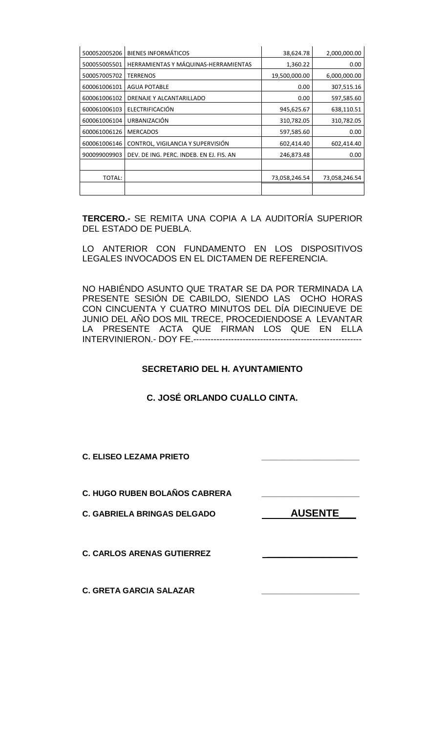| | | | |
|---|---|---|---|
| 500052005206 | BIENES INFORMÁTICOS | 38,624.78 | 2,000,000.00 |
| 500055005501 | HERRAMIENTAS Y MÁQUINAS-HERRAMIENTAS | 1,360.22 | 0.00 |
| 500057005702 | TERRENOS | 19,500,000.00 | 6,000,000.00 |
| 600061006101 | AGUA POTABLE | 0.00 | 307,515.16 |
| 600061006102 | DRENAJE Y ALCANTARILLADO | 0.00 | 597,585.60 |
| 600061006103 | ELECTRIFICACIÓN | 945,625.67 | 638,110.51 |
| 600061006104 | URBANIZACIÓN | 310,782.05 | 310,782.05 |
| 600061006126 | MERCADOS | 597,585.60 | 0.00 |
| 600061006146 | CONTROL, VIGILANCIA Y SUPERVISIÓN | 602,414.40 | 602,414.40 |
| 900099009903 | DEV. DE ING. PERC. INDEB. EN EJ. FIS. AN | 246,873.48 | 0.00 |
| | | | |
| TOTAL: | | 73,058,246.54 | 73,058,246.54 |
| | | | |

**TERCERO.-** SE REMITA UNA COPIA A LA AUDITORÍA SUPERIOR DEL ESTADO DE PUEBLA.

LO ANTERIOR CON FUNDAMENTO EN LOS DISPOSITIVOS LEGALES INVOCADOS EN EL DICTAMEN DE REFERENCIA.

NO HABIÉNDO ASUNTO QUE TRATAR SE DA POR TERMINADA LA PRESENTE SESIÓN DE CABILDO, SIENDO LAS OCHO HORAS CON CINCUENTA Y CUATRO MINUTOS DEL DÍA DIECINUEVE DE JUNIO DEL AÑO DOS MIL TRECE, PROCEDIENDOSE A LEVANTAR LA PRESENTE ACTA QUE FIRMAN LOS QUE EN ELLA INTERVINIERON.- DOY FE.----------------------------------------------------------

**SECRETARIO DEL H. AYUNTAMIENTO**

**C. JOSÉ ORLANDO CUALLO CINTA.**

**C. ELISEO LEZAMA PRIETO** ______________________

**C. HUGO RUBEN BOLAÑOS CABRERA** ______________________

**C. GABRIELA BRINGAS DELGADO** ______**AUSENTE**___

**C. CARLOS ARENAS GUTIERREZ** ______________________

**C. GRETA GARCIA SALAZAR** ______________________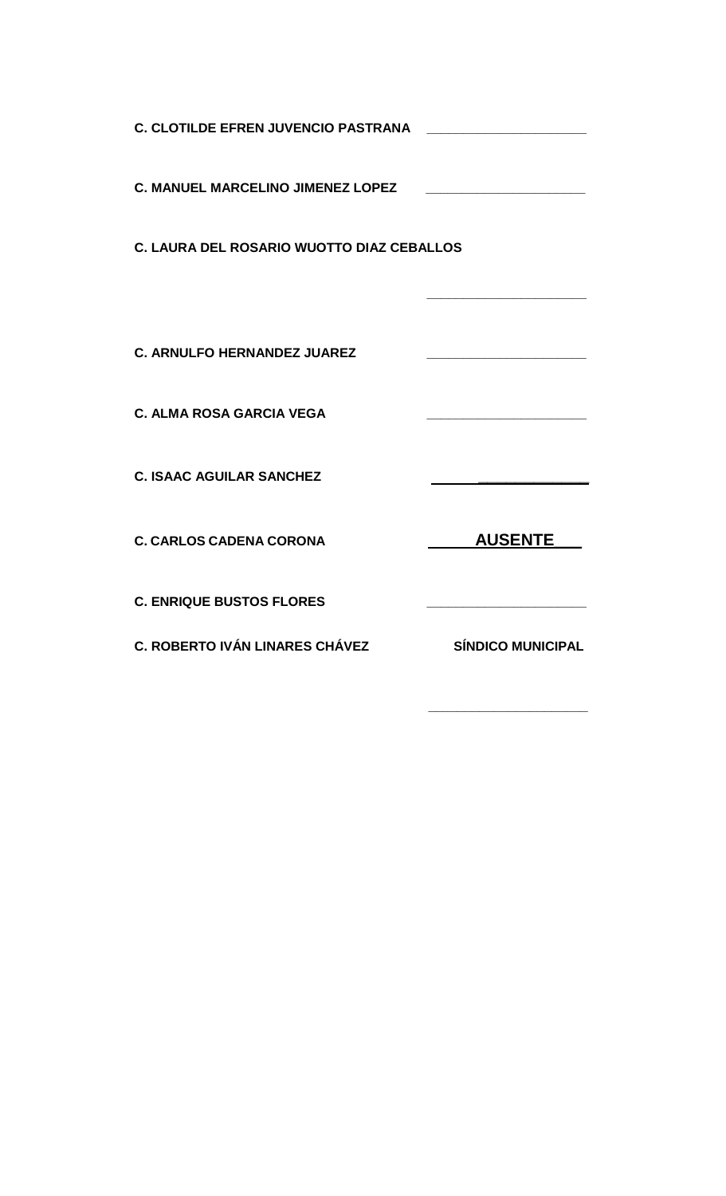**C. CLOTILDE EFREN JUVENCIO PASTRANA** ____________________

**C. MANUEL MARCELINO JIMENEZ LOPEZ** ____________________

**C. LAURA DEL ROSARIO WUOTTO DIAZ CEBALLOS**

____________________

**C. ARNULFO HERNANDEZ JUAREZ** ____________________

**C. ALMA ROSA GARCIA VEGA** ____________________

**C. ISAAC AGUILAR SANCHEZ** ____________________

**C. CARLOS CADENA CORONA** **AUSENTE**

**C. ENRIQUE BUSTOS FLORES** ____________________

**C. ROBERTO IVÁN LINARES CHÁVEZ** **SÍNDICO MUNICIPAL**

____________________